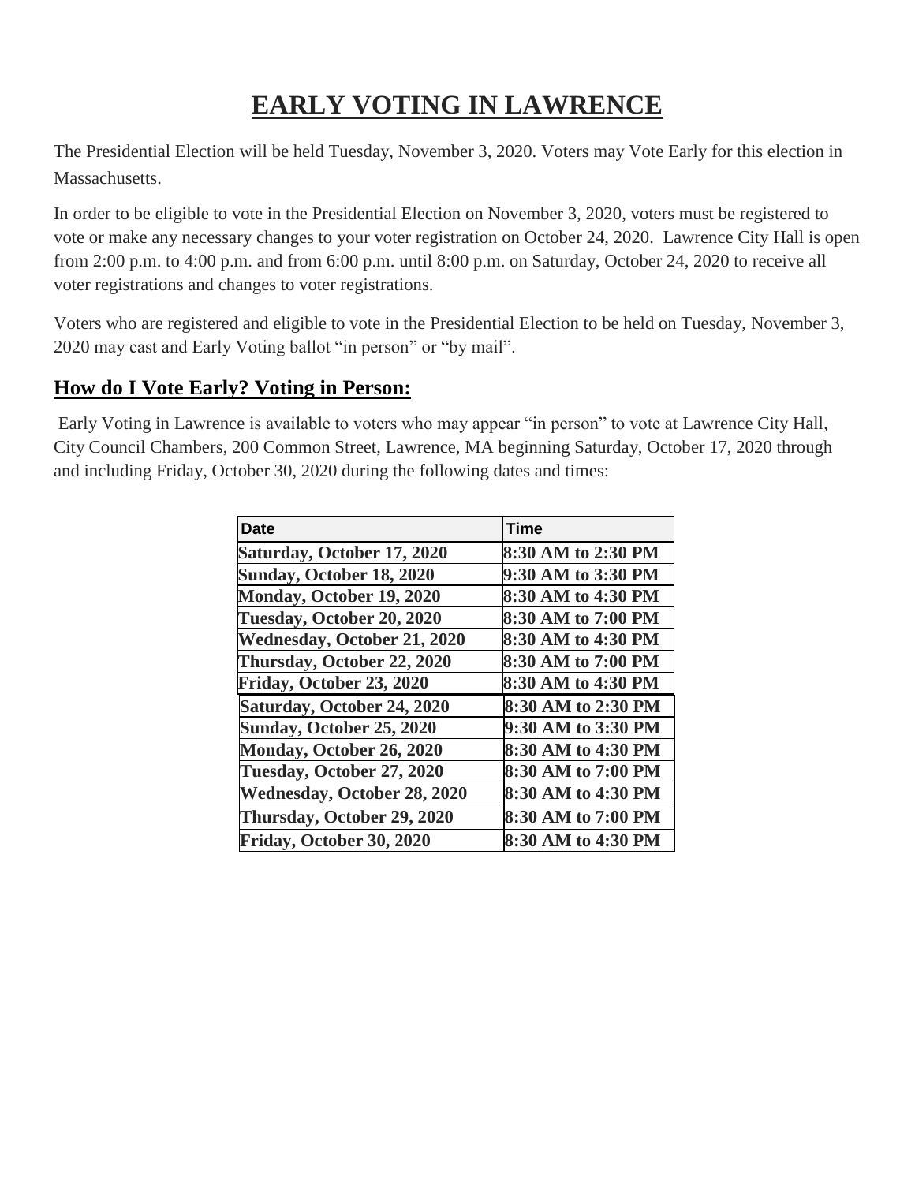# EARLY VOTING IN LAWRENCE

The Presidential Election will be held Tuesday, November 3, 2020. Voters may Vote Early for this election in Massachusetts.

In order to be eligible to vote in the Presidential Election on November 3, 2020, voters must be registered to vote or make any necessary changes to your voter registration on October 24, 2020. Lawrence City Hall is open from 2:00 p.m. to 4:00 p.m. and from 6:00 p.m. until 8:00 p.m. on Saturday, October 24, 2020 to receive all voter registrations and changes to voter registrations.

Voters who are registered and eligible to vote in the Presidential Election to be held on Tuesday, November 3, 2020 may cast and Early Voting ballot "in person" or "by mail".

## How do I Vote Early? Voting in Person:

Early Voting in Lawrence is available to voters who may appear "in person" to vote at Lawrence City Hall, City Council Chambers, 200 Common Street, Lawrence, MA beginning Saturday, October 17, 2020 through and including Friday, October 30, 2020 during the following dates and times:

| Date | Time |
|---|---|
| **Saturday, October 17, 2020** | **8:30 AM to 2:30 PM** |
| **Sunday, October 18, 2020** | **9:30 AM to 3:30 PM** |
| **Monday, October 19, 2020** | **8:30 AM to 4:30 PM** |
| **Tuesday, October 20, 2020** | **8:30 AM to 7:00 PM** |
| **Wednesday, October 21, 2020** | **8:30 AM to 4:30 PM** |
| **Thursday, October 22, 2020** | **8:30 AM to 7:00 PM** |
| **Friday, October 23, 2020** | **8:30 AM to 4:30 PM** |
| **Saturday, October 24, 2020** | **8:30 AM to 2:30 PM** |
| **Sunday, October 25, 2020** | **9:30 AM to 3:30 PM** |
| **Monday, October 26, 2020** | **8:30 AM to 4:30 PM** |
| **Tuesday, October 27, 2020** | **8:30 AM to 7:00 PM** |
| **Wednesday, October 28, 2020** | **8:30 AM to 4:30 PM** |
| **Thursday, October 29, 2020** | **8:30 AM to 7:00 PM** |
| **Friday, October 30, 2020** | **8:30 AM to 4:30 PM** |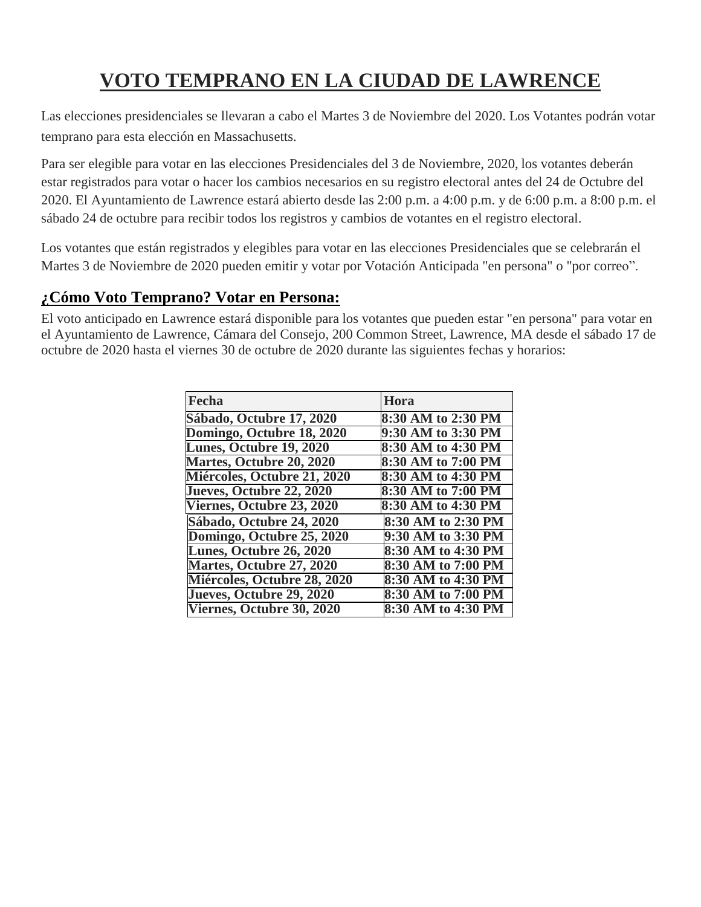# VOTO TEMPRANO EN LA CIUDAD DE LAWRENCE

Las elecciones presidenciales se llevaran a cabo el Martes 3 de Noviembre del 2020. Los Votantes podrán votar temprano para esta elección en Massachusetts.

Para ser elegible para votar en las elecciones Presidenciales del 3 de Noviembre, 2020, los votantes deberán estar registrados para votar o hacer los cambios necesarios en su registro electoral antes del 24 de Octubre del 2020. El Ayuntamiento de Lawrence estará abierto desde las 2:00 p.m. a 4:00 p.m. y de 6:00 p.m. a 8:00 p.m. el sábado 24 de octubre para recibir todos los registros y cambios de votantes en el registro electoral.

Los votantes que están registrados y elegibles para votar en las elecciones Presidenciales que se celebrarán el Martes 3 de Noviembre de 2020 pueden emitir y votar por Votación Anticipada "en persona" o "por correo".

## ¿Cómo Voto Temprano? Votar en Persona:

El voto anticipado en Lawrence estará disponible para los votantes que pueden estar "en persona" para votar en el Ayuntamiento de Lawrence, Cámara del Consejo, 200 Common Street, Lawrence, MA desde el sábado 17 de octubre de 2020 hasta el viernes 30 de octubre de 2020 durante las siguientes fechas y horarios:

| Fecha | Hora |
|---|---|
| **Sábado, Octubre 17, 2020** | **8:30 AM to 2:30 PM** |
| **Domingo, Octubre 18, 2020** | **9:30 AM to 3:30 PM** |
| **Lunes, Octubre 19, 2020** | **8:30 AM to 4:30 PM** |
| **Martes, Octubre 20, 2020** | **8:30 AM to 7:00 PM** |
| **Miércoles, Octubre 21, 2020** | **8:30 AM to 4:30 PM** |
| **Jueves, Octubre 22, 2020** | **8:30 AM to 7:00 PM** |
| **Viernes, Octubre 23, 2020** | **8:30 AM to 4:30 PM** |
| **Sábado, Octubre 24, 2020** | **8:30 AM to 2:30 PM** |
| **Domingo, Octubre 25, 2020** | **9:30 AM to 3:30 PM** |
| **Lunes, Octubre 26, 2020** | **8:30 AM to 4:30 PM** |
| **Martes, Octubre 27, 2020** | **8:30 AM to 7:00 PM** |
| **Miércoles, Octubre 28, 2020** | **8:30 AM to 4:30 PM** |
| **Jueves, Octubre 29, 2020** | **8:30 AM to 7:00 PM** |
| **Viernes, Octubre 30, 2020** | **8:30 AM to 4:30 PM** |